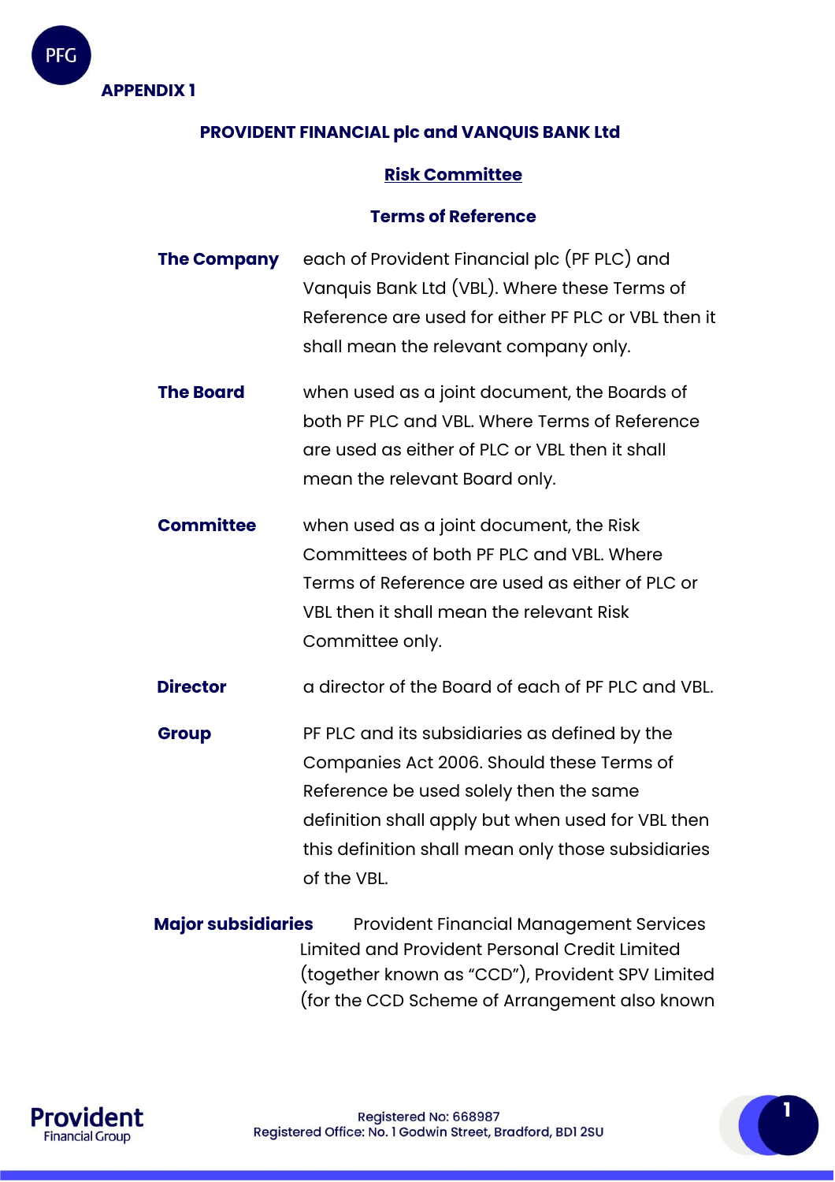**APPENDIX 1**

## PROVIDENT FINANCIAL plc and VANQUIS BANK Ltd

### Risk Committee

### Terms of Reference

**The Company** each of Provident Financial plc (PF PLC) and Vanquis Bank Ltd (VBL). Where these Terms of Reference are used for either PF PLC or VBL then it shall mean the relevant company only.

**The Board** when used as a joint document, the Boards of both PF PLC and VBL. Where Terms of Reference are used as either of PLC or VBL then it shall mean the relevant Board only.

**Committee** when used as a joint document, the Risk Committees of both PF PLC and VBL. Where Terms of Reference are used as either of PLC or VBL then it shall mean the relevant Risk Committee only.

**Director** a director of the Board of each of PF PLC and VBL.

**Group** PF PLC and its subsidiaries as defined by the Companies Act 2006. Should these Terms of Reference be used solely then the same definition shall apply but when used for VBL then this definition shall mean only those subsidiaries of the VBL.

**Major subsidiaries** Provident Financial Management Services Limited and Provident Personal Credit Limited (together known as "CCD"), Provident SPV Limited (for the CCD Scheme of Arrangement also known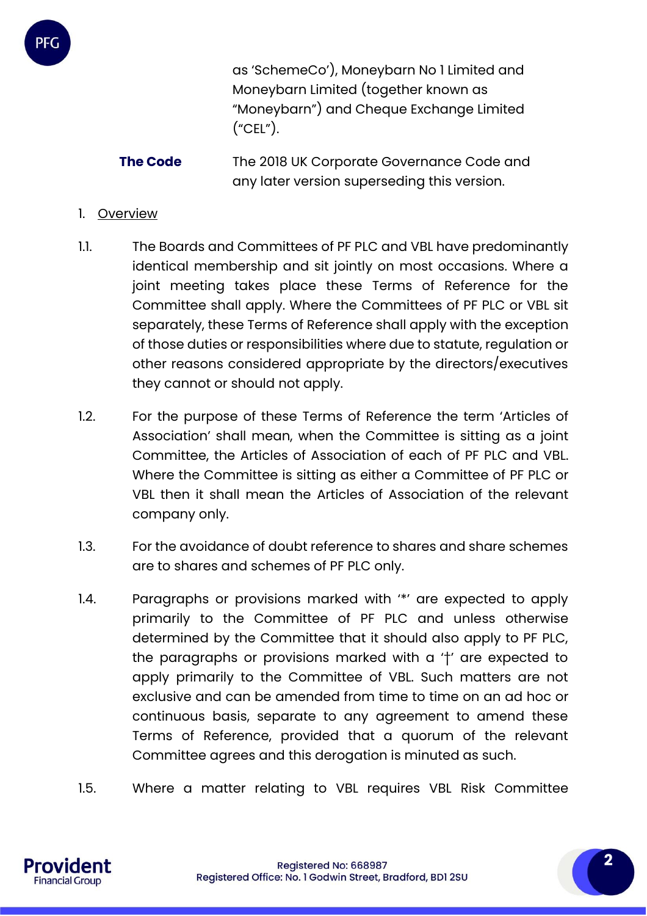as 'SchemeCo'), Moneybarn No 1 Limited and Moneybarn Limited (together known as "Moneybarn") and Cheque Exchange Limited ("CEL").

| | |
|---|---|
| **The Code** | The 2018 UK Corporate Governance Code and any later version superseding this version. |

1. Overview

1.1. The Boards and Committees of PF PLC and VBL have predominantly identical membership and sit jointly on most occasions. Where a joint meeting takes place these Terms of Reference for the Committee shall apply. Where the Committees of PF PLC or VBL sit separately, these Terms of Reference shall apply with the exception of those duties or responsibilities where due to statute, regulation or other reasons considered appropriate by the directors/executives they cannot or should not apply.

1.2. For the purpose of these Terms of Reference the term 'Articles of Association' shall mean, when the Committee is sitting as a joint Committee, the Articles of Association of each of PF PLC and VBL. Where the Committee is sitting as either a Committee of PF PLC or VBL then it shall mean the Articles of Association of the relevant company only.

1.3. For the avoidance of doubt reference to shares and share schemes are to shares and schemes of PF PLC only.

1.4. Paragraphs or provisions marked with '*' are expected to apply primarily to the Committee of PF PLC and unless otherwise determined by the Committee that it should also apply to PF PLC, the paragraphs or provisions marked with a '†' are expected to apply primarily to the Committee of VBL. Such matters are not exclusive and can be amended from time to time on an ad hoc or continuous basis, separate to any agreement to amend these Terms of Reference, provided that a quorum of the relevant Committee agrees and this derogation is minuted as such.

1.5. Where a matter relating to VBL requires VBL Risk Committee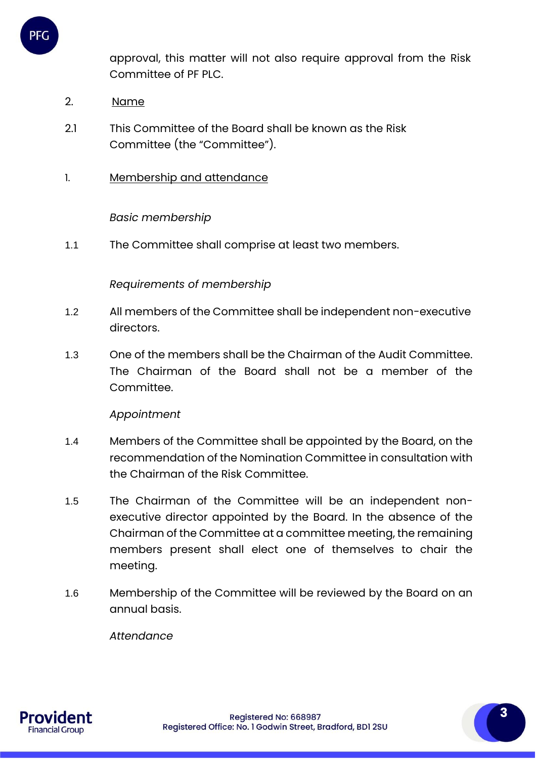approval, this matter will not also require approval from the Risk Committee of PF PLC.

2. Name

2.1 This Committee of the Board shall be known as the Risk Committee (the "Committee").

1. Membership and attendance

*Basic membership*

1.1 The Committee shall comprise at least two members.

*Requirements of membership*

1.2 All members of the Committee shall be independent non-executive directors.

1.3 One of the members shall be the Chairman of the Audit Committee. The Chairman of the Board shall not be a member of the Committee.

*Appointment*

1.4 Members of the Committee shall be appointed by the Board, on the recommendation of the Nomination Committee in consultation with the Chairman of the Risk Committee.

1.5 The Chairman of the Committee will be an independent non-executive director appointed by the Board. In the absence of the Chairman of the Committee at a committee meeting, the remaining members present shall elect one of themselves to chair the meeting.

1.6 Membership of the Committee will be reviewed by the Board on an annual basis.

*Attendance*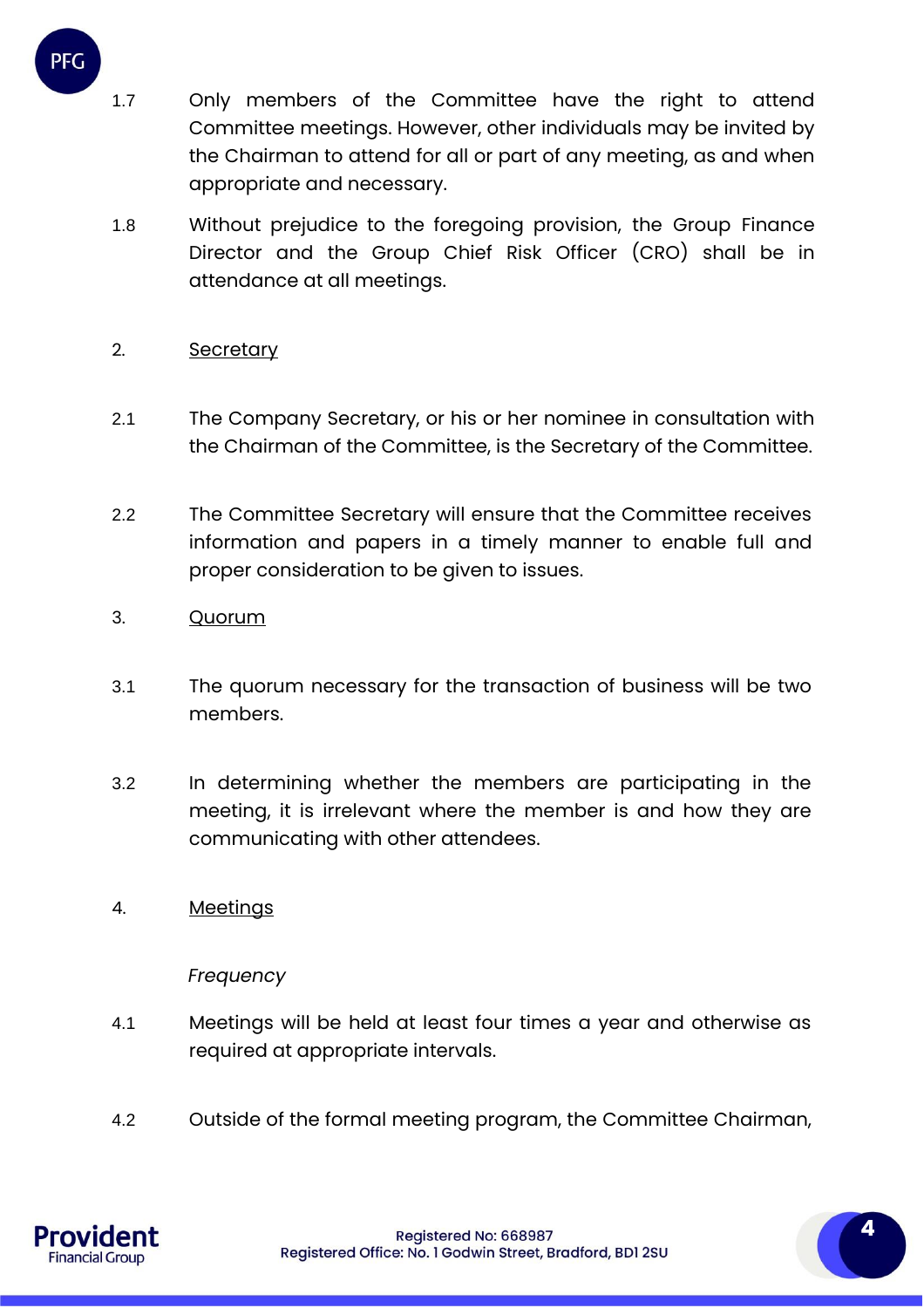1.7 Only members of the Committee have the right to attend Committee meetings. However, other individuals may be invited by the Chairman to attend for all or part of any meeting, as and when appropriate and necessary.

1.8 Without prejudice to the foregoing provision, the Group Finance Director and the Group Chief Risk Officer (CRO) shall be in attendance at all meetings.

2. Secretary

2.1 The Company Secretary, or his or her nominee in consultation with the Chairman of the Committee, is the Secretary of the Committee.

2.2 The Committee Secretary will ensure that the Committee receives information and papers in a timely manner to enable full and proper consideration to be given to issues.

3. Quorum

3.1 The quorum necessary for the transaction of business will be two members.

3.2 In determining whether the members are participating in the meeting, it is irrelevant where the member is and how they are communicating with other attendees.

4. Meetings

*Frequency*

4.1 Meetings will be held at least four times a year and otherwise as required at appropriate intervals.

4.2 Outside of the formal meeting program, the Committee Chairman,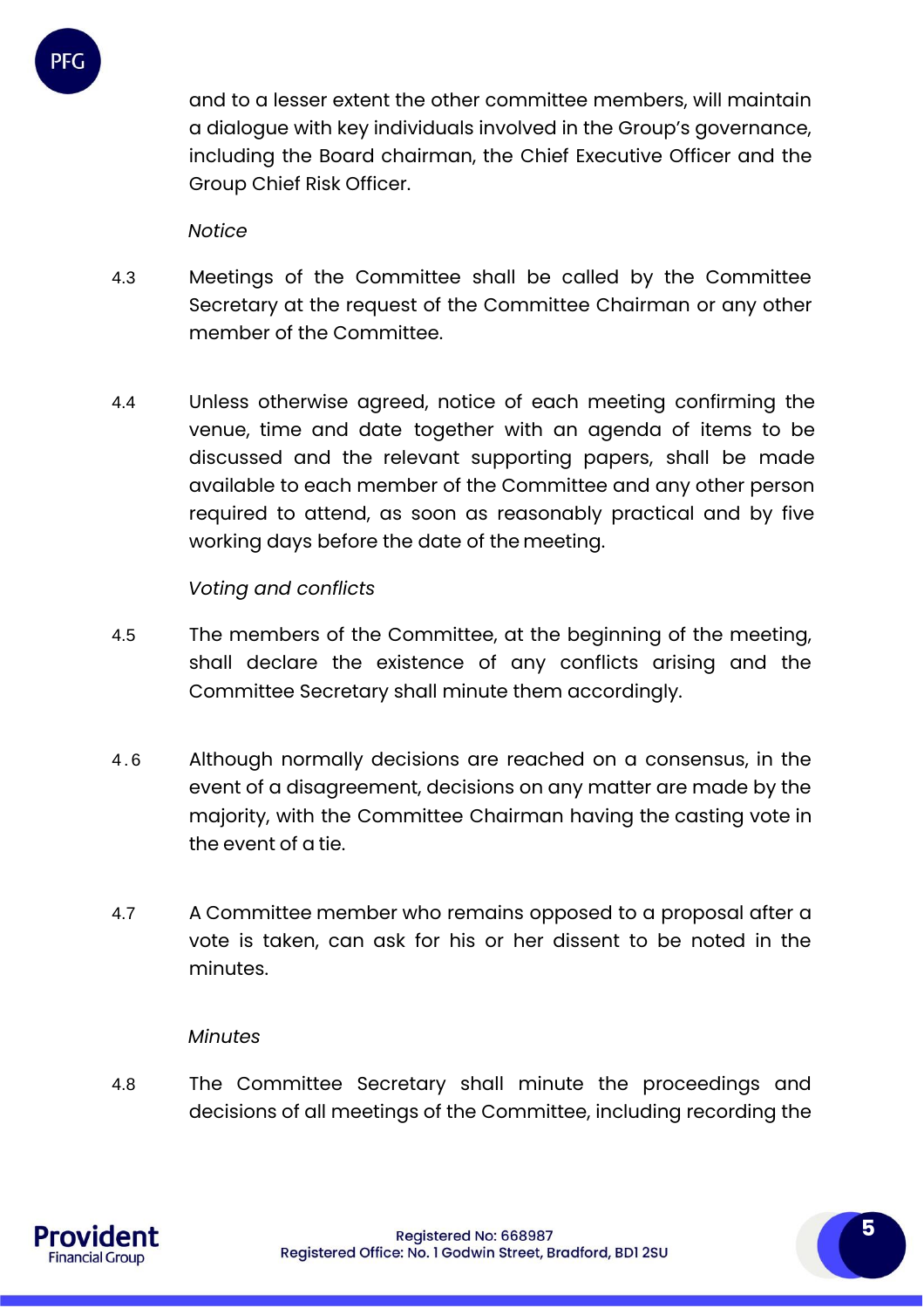and to a lesser extent the other committee members, will maintain a dialogue with key individuals involved in the Group's governance, including the Board chairman, the Chief Executive Officer and the Group Chief Risk Officer.

*Notice*

4.3 Meetings of the Committee shall be called by the Committee Secretary at the request of the Committee Chairman or any other member of the Committee.

4.4 Unless otherwise agreed, notice of each meeting confirming the venue, time and date together with an agenda of items to be discussed and the relevant supporting papers, shall be made available to each member of the Committee and any other person required to attend, as soon as reasonably practical and by five working days before the date of the meeting.

*Voting and conflicts*

4.5 The members of the Committee, at the beginning of the meeting, shall declare the existence of any conflicts arising and the Committee Secretary shall minute them accordingly.

4.6 Although normally decisions are reached on a consensus, in the event of a disagreement, decisions on any matter are made by the majority, with the Committee Chairman having the casting vote in the event of a tie.

4.7 A Committee member who remains opposed to a proposal after a vote is taken, can ask for his or her dissent to be noted in the minutes.

*Minutes*

4.8 The Committee Secretary shall minute the proceedings and decisions of all meetings of the Committee, including recording the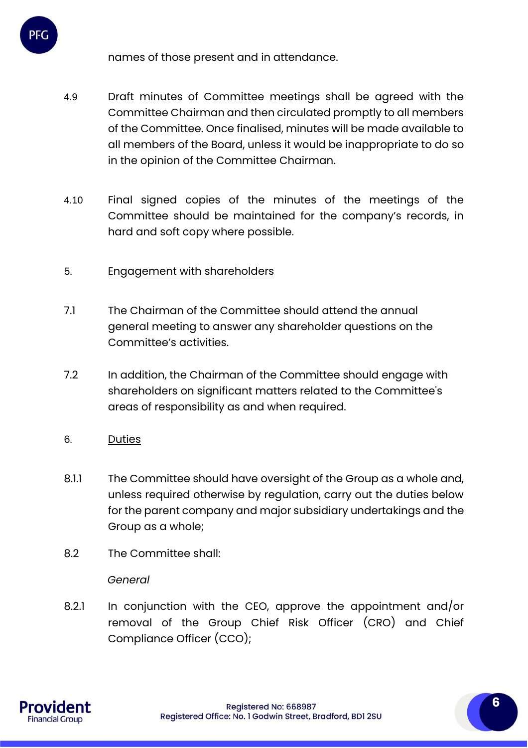names of those present and in attendance.

4.9 Draft minutes of Committee meetings shall be agreed with the Committee Chairman and then circulated promptly to all members of the Committee. Once finalised, minutes will be made available to all members of the Board, unless it would be inappropriate to do so in the opinion of the Committee Chairman.

4.10 Final signed copies of the minutes of the meetings of the Committee should be maintained for the company's records, in hard and soft copy where possible.

5. <u>Engagement with shareholders</u>

7.1 The Chairman of the Committee should attend the annual general meeting to answer any shareholder questions on the Committee's activities.

7.2 In addition, the Chairman of the Committee should engage with shareholders on significant matters related to the Committee's areas of responsibility as and when required.

6. <u>Duties</u>

8.1.1 The Committee should have oversight of the Group as a whole and, unless required otherwise by regulation, carry out the duties below for the parent company and major subsidiary undertakings and the Group as a whole;

8.2 The Committee shall:

*General*

8.2.1 In conjunction with the CEO, approve the appointment and/or removal of the Group Chief Risk Officer (CRO) and Chief Compliance Officer (CCO);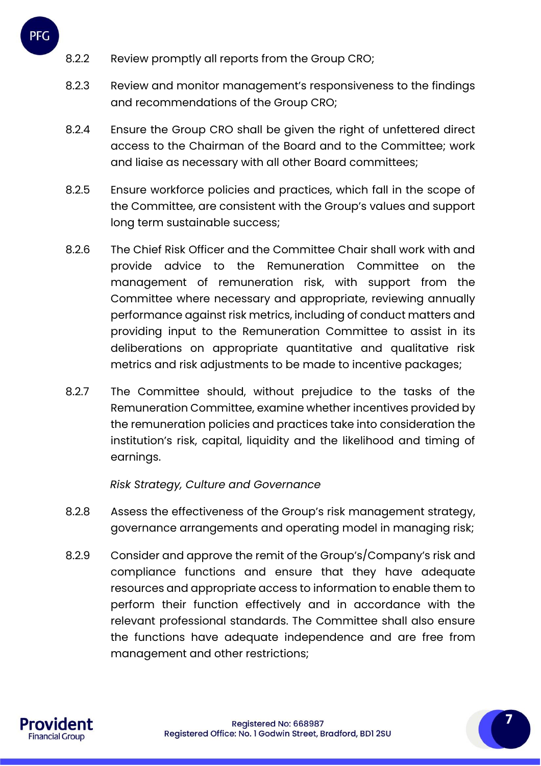8.2.2 Review promptly all reports from the Group CRO;

8.2.3 Review and monitor management's responsiveness to the findings and recommendations of the Group CRO;

8.2.4 Ensure the Group CRO shall be given the right of unfettered direct access to the Chairman of the Board and to the Committee; work and liaise as necessary with all other Board committees;

8.2.5 Ensure workforce policies and practices, which fall in the scope of the Committee, are consistent with the Group's values and support long term sustainable success;

8.2.6 The Chief Risk Officer and the Committee Chair shall work with and provide advice to the Remuneration Committee on the management of remuneration risk, with support from the Committee where necessary and appropriate, reviewing annually performance against risk metrics, including of conduct matters and providing input to the Remuneration Committee to assist in its deliberations on appropriate quantitative and qualitative risk metrics and risk adjustments to be made to incentive packages;

8.2.7 The Committee should, without prejudice to the tasks of the Remuneration Committee, examine whether incentives provided by the remuneration policies and practices take into consideration the institution's risk, capital, liquidity and the likelihood and timing of earnings.

*Risk Strategy, Culture and Governance*

8.2.8 Assess the effectiveness of the Group's risk management strategy, governance arrangements and operating model in managing risk;

8.2.9 Consider and approve the remit of the Group's/Company's risk and compliance functions and ensure that they have adequate resources and appropriate access to information to enable them to perform their function effectively and in accordance with the relevant professional standards. The Committee shall also ensure the functions have adequate independence and are free from management and other restrictions;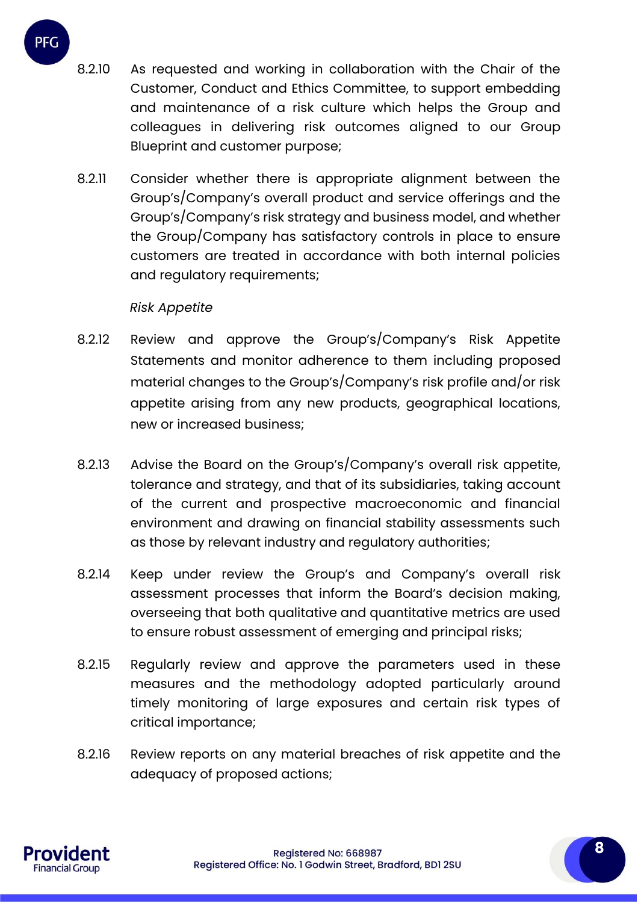8.2.10 As requested and working in collaboration with the Chair of the Customer, Conduct and Ethics Committee, to support embedding and maintenance of a risk culture which helps the Group and colleagues in delivering risk outcomes aligned to our Group Blueprint and customer purpose;

8.2.11 Consider whether there is appropriate alignment between the Group's/Company's overall product and service offerings and the Group's/Company's risk strategy and business model, and whether the Group/Company has satisfactory controls in place to ensure customers are treated in accordance with both internal policies and regulatory requirements;

*Risk Appetite*

8.2.12 Review and approve the Group's/Company's Risk Appetite Statements and monitor adherence to them including proposed material changes to the Group's/Company's risk profile and/or risk appetite arising from any new products, geographical locations, new or increased business;

8.2.13 Advise the Board on the Group's/Company's overall risk appetite, tolerance and strategy, and that of its subsidiaries, taking account of the current and prospective macroeconomic and financial environment and drawing on financial stability assessments such as those by relevant industry and regulatory authorities;

8.2.14 Keep under review the Group's and Company's overall risk assessment processes that inform the Board's decision making, overseeing that both qualitative and quantitative metrics are used to ensure robust assessment of emerging and principal risks;

8.2.15 Regularly review and approve the parameters used in these measures and the methodology adopted particularly around timely monitoring of large exposures and certain risk types of critical importance;

8.2.16 Review reports on any material breaches of risk appetite and the adequacy of proposed actions;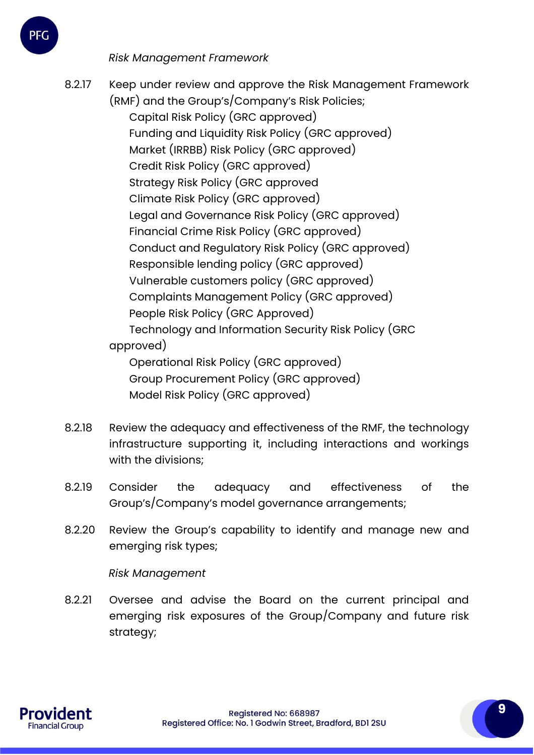*Risk Management Framework*

8.2.17 Keep under review and approve the Risk Management Framework (RMF) and the Group's/Company's Risk Policies;

- Capital Risk Policy (GRC approved)
- Funding and Liquidity Risk Policy (GRC approved)
- Market (IRRBB) Risk Policy (GRC approved)
- Credit Risk Policy (GRC approved)
- Strategy Risk Policy (GRC approved
- Climate Risk Policy (GRC approved)
- Legal and Governance Risk Policy (GRC approved)
- Financial Crime Risk Policy (GRC approved)
- Conduct and Regulatory Risk Policy (GRC approved)
- Responsible lending policy (GRC approved)
- Vulnerable customers policy (GRC approved)
- Complaints Management Policy (GRC approved)
- People Risk Policy (GRC Approved)
- Technology and Information Security Risk Policy (GRC approved)
- Operational Risk Policy (GRC approved)
- Group Procurement Policy (GRC approved)
- Model Risk Policy (GRC approved)

8.2.18 Review the adequacy and effectiveness of the RMF, the technology infrastructure supporting it, including interactions and workings with the divisions;

8.2.19 Consider the adequacy and effectiveness of the Group's/Company's model governance arrangements;

8.2.20 Review the Group's capability to identify and manage new and emerging risk types;

*Risk Management*

8.2.21 Oversee and advise the Board on the current principal and emerging risk exposures of the Group/Company and future risk strategy;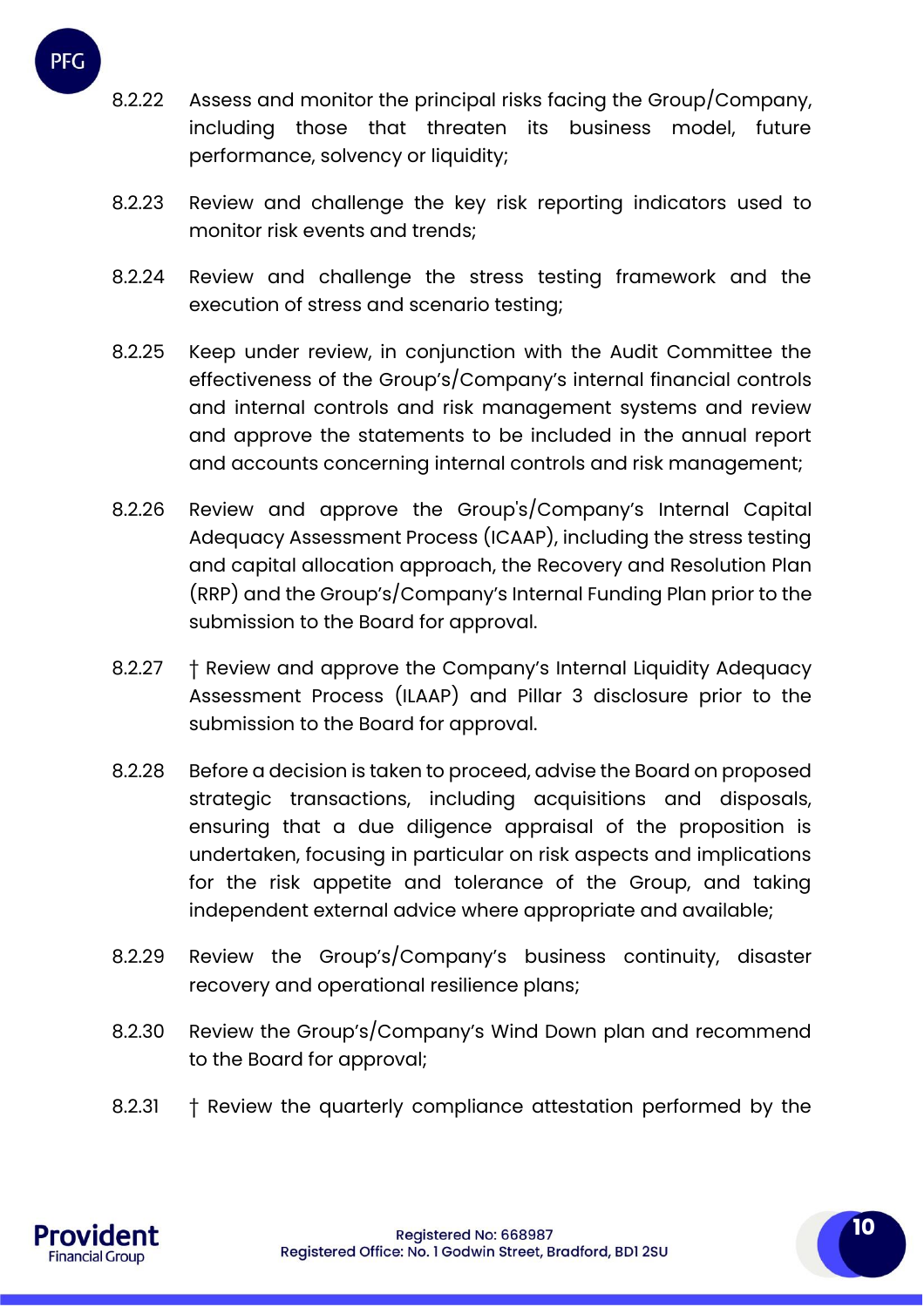8.2.22 Assess and monitor the principal risks facing the Group/Company, including those that threaten its business model, future performance, solvency or liquidity;

8.2.23 Review and challenge the key risk reporting indicators used to monitor risk events and trends;

8.2.24 Review and challenge the stress testing framework and the execution of stress and scenario testing;

8.2.25 Keep under review, in conjunction with the Audit Committee the effectiveness of the Group's/Company's internal financial controls and internal controls and risk management systems and review and approve the statements to be included in the annual report and accounts concerning internal controls and risk management;

8.2.26 Review and approve the Group's/Company's Internal Capital Adequacy Assessment Process (ICAAP), including the stress testing and capital allocation approach, the Recovery and Resolution Plan (RRP) and the Group's/Company's Internal Funding Plan prior to the submission to the Board for approval.

8.2.27 † Review and approve the Company's Internal Liquidity Adequacy Assessment Process (ILAAP) and Pillar 3 disclosure prior to the submission to the Board for approval.

8.2.28 Before a decision is taken to proceed, advise the Board on proposed strategic transactions, including acquisitions and disposals, ensuring that a due diligence appraisal of the proposition is undertaken, focusing in particular on risk aspects and implications for the risk appetite and tolerance of the Group, and taking independent external advice where appropriate and available;

8.2.29 Review the Group's/Company's business continuity, disaster recovery and operational resilience plans;

8.2.30 Review the Group's/Company's Wind Down plan and recommend to the Board for approval;

8.2.31 † Review the quarterly compliance attestation performed by the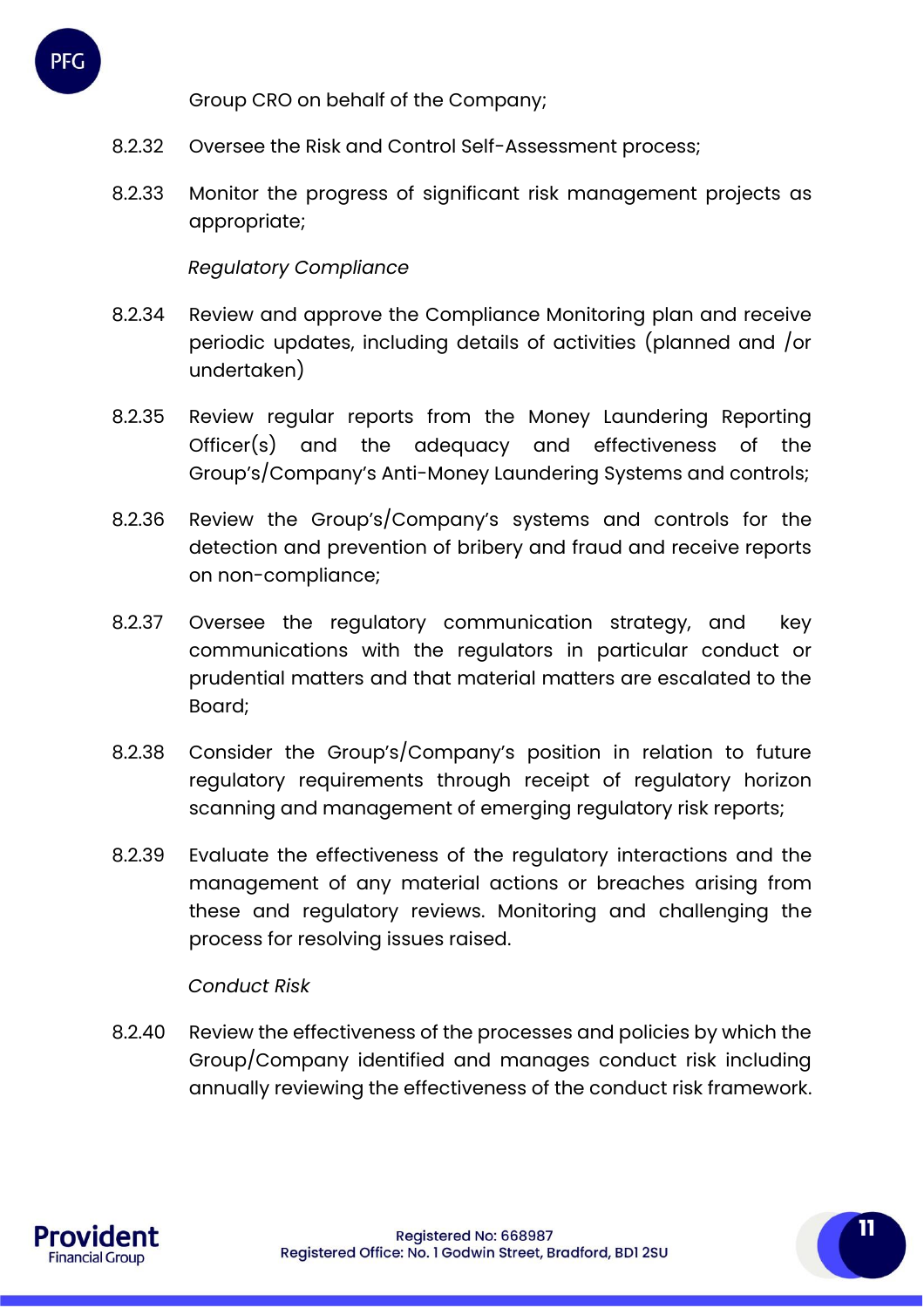Group CRO on behalf of the Company;

8.2.32 Oversee the Risk and Control Self-Assessment process;

8.2.33 Monitor the progress of significant risk management projects as appropriate;

*Regulatory Compliance*

8.2.34 Review and approve the Compliance Monitoring plan and receive periodic updates, including details of activities (planned and /or undertaken)

8.2.35 Review regular reports from the Money Laundering Reporting Officer(s) and the adequacy and effectiveness of the Group's/Company's Anti-Money Laundering Systems and controls;

8.2.36 Review the Group's/Company's systems and controls for the detection and prevention of bribery and fraud and receive reports on non-compliance;

8.2.37 Oversee the regulatory communication strategy, and key communications with the regulators in particular conduct or prudential matters and that material matters are escalated to the Board;

8.2.38 Consider the Group's/Company's position in relation to future regulatory requirements through receipt of regulatory horizon scanning and management of emerging regulatory risk reports;

8.2.39 Evaluate the effectiveness of the regulatory interactions and the management of any material actions or breaches arising from these and regulatory reviews. Monitoring and challenging the process for resolving issues raised.

*Conduct Risk*

8.2.40 Review the effectiveness of the processes and policies by which the Group/Company identified and manages conduct risk including annually reviewing the effectiveness of the conduct risk framework.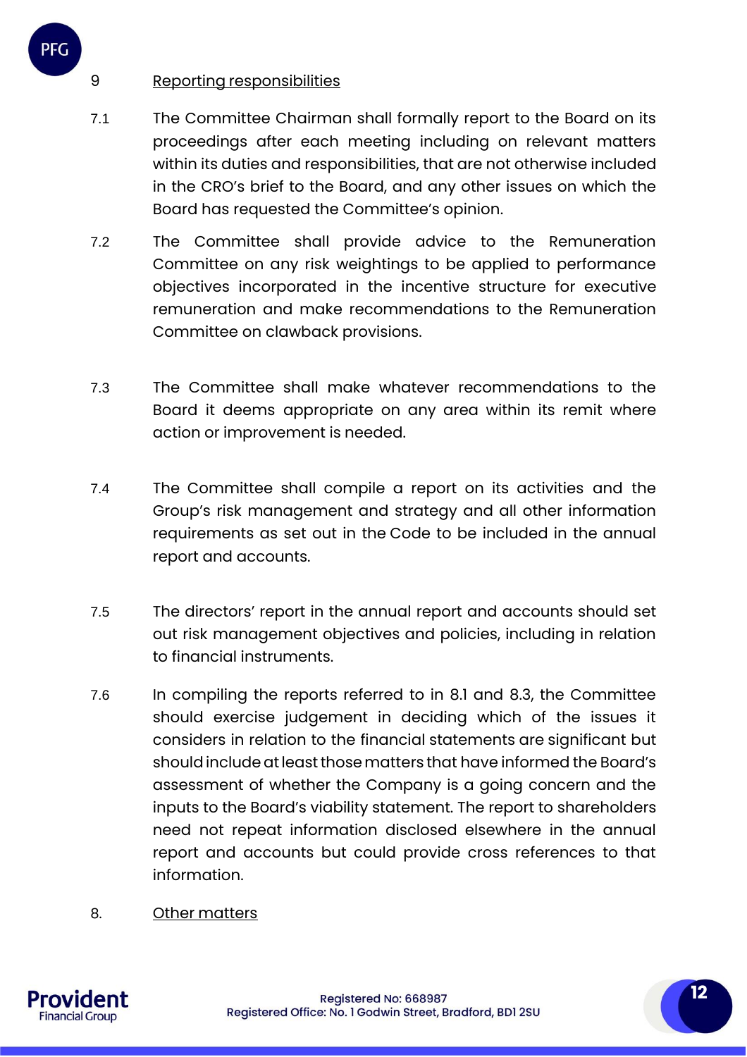9 <u>Reporting responsibilities</u>

7.1 The Committee Chairman shall formally report to the Board on its proceedings after each meeting including on relevant matters within its duties and responsibilities, that are not otherwise included in the CRO's brief to the Board, and any other issues on which the Board has requested the Committee's opinion.

7.2 The Committee shall provide advice to the Remuneration Committee on any risk weightings to be applied to performance objectives incorporated in the incentive structure for executive remuneration and make recommendations to the Remuneration Committee on clawback provisions.

7.3 The Committee shall make whatever recommendations to the Board it deems appropriate on any area within its remit where action or improvement is needed.

7.4 The Committee shall compile a report on its activities and the Group's risk management and strategy and all other information requirements as set out in the Code to be included in the annual report and accounts.

7.5 The directors' report in the annual report and accounts should set out risk management objectives and policies, including in relation to financial instruments.

7.6 In compiling the reports referred to in 8.1 and 8.3, the Committee should exercise judgement in deciding which of the issues it considers in relation to the financial statements are significant but should include at least those matters that have informed the Board's assessment of whether the Company is a going concern and the inputs to the Board's viability statement. The report to shareholders need not repeat information disclosed elsewhere in the annual report and accounts but could provide cross references to that information.

8. <u>Other matters</u>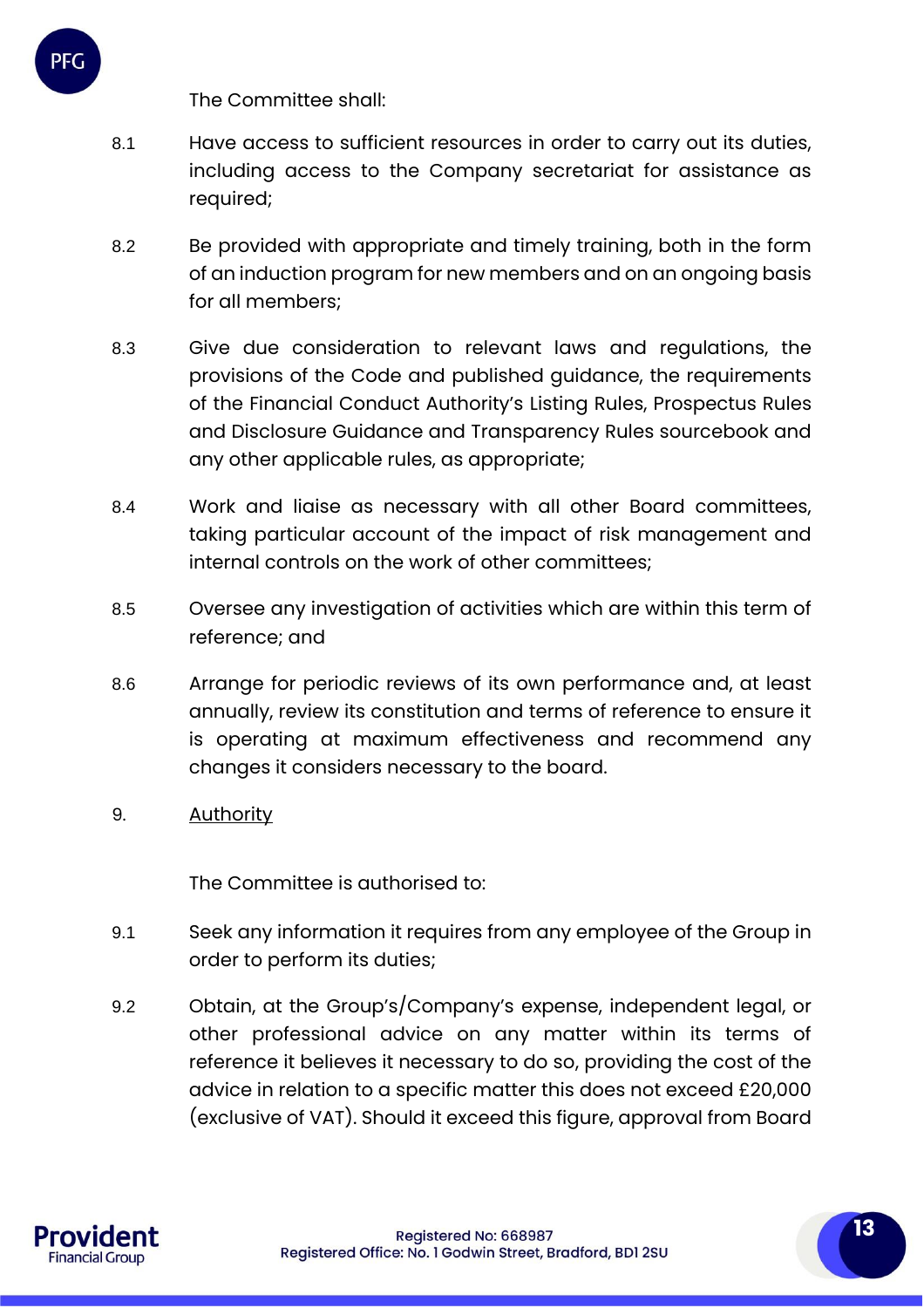The Committee shall:

8.1 Have access to sufficient resources in order to carry out its duties, including access to the Company secretariat for assistance as required;

8.2 Be provided with appropriate and timely training, both in the form of an induction program for new members and on an ongoing basis for all members;

8.3 Give due consideration to relevant laws and regulations, the provisions of the Code and published guidance, the requirements of the Financial Conduct Authority's Listing Rules, Prospectus Rules and Disclosure Guidance and Transparency Rules sourcebook and any other applicable rules, as appropriate;

8.4 Work and liaise as necessary with all other Board committees, taking particular account of the impact of risk management and internal controls on the work of other committees;

8.5 Oversee any investigation of activities which are within this term of reference; and

8.6 Arrange for periodic reviews of its own performance and, at least annually, review its constitution and terms of reference to ensure it is operating at maximum effectiveness and recommend any changes it considers necessary to the board.

9. <u>Authority</u>

The Committee is authorised to:

9.1 Seek any information it requires from any employee of the Group in order to perform its duties;

9.2 Obtain, at the Group's/Company's expense, independent legal, or other professional advice on any matter within its terms of reference it believes it necessary to do so, providing the cost of the advice in relation to a specific matter this does not exceed £20,000 (exclusive of VAT). Should it exceed this figure, approval from Board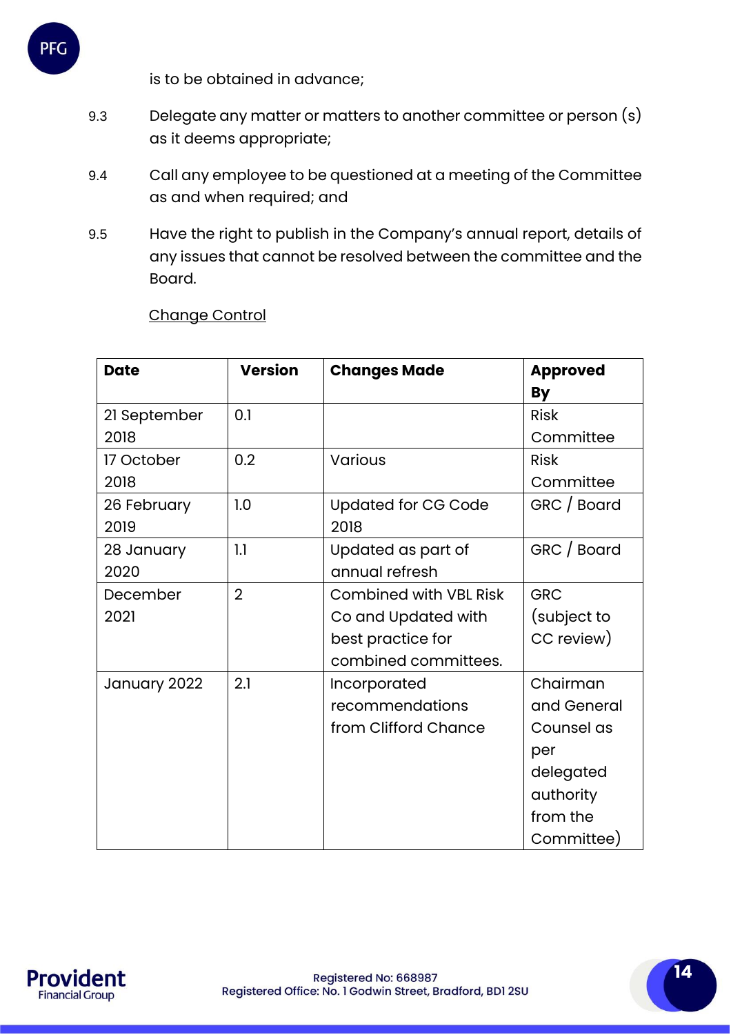is to be obtained in advance;

9.3 Delegate any matter or matters to another committee or person (s) as it deems appropriate;

9.4 Call any employee to be questioned at a meeting of the Committee as and when required; and

9.5 Have the right to publish in the Company's annual report, details of any issues that cannot be resolved between the committee and the Board.

Change Control

| Date | Version | Changes Made | Approved By |
|---|---|---|---|
| 21 September 2018 | 0.1 | | Risk Committee |
| 17 October 2018 | 0.2 | Various | Risk Committee |
| 26 February 2019 | 1.0 | Updated for CG Code 2018 | GRC / Board |
| 28 January 2020 | 1.1 | Updated as part of annual refresh | GRC / Board |
| December 2021 | 2 | Combined with VBL Risk Co and Updated with best practice for combined committees. | GRC (subject to CC review) |
| January 2022 | 2.1 | Incorporated recommendations from Clifford Chance | Chairman and General Counsel as per delegated authority from the Committee) |